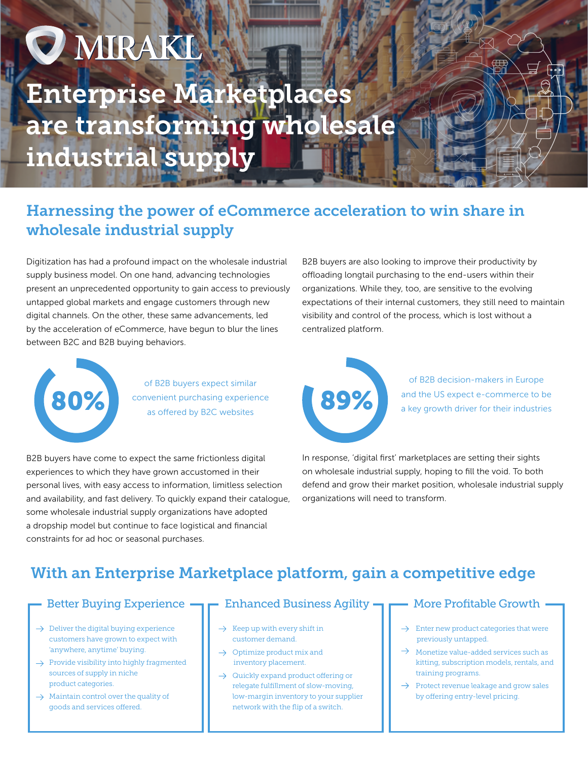MIRAKL

# Enterprise Marketplaces are transforming wholesale industrial supply

## Harnessing the power of eCommerce acceleration to win share in wholesale industrial supply

Digitization has had a profound impact on the wholesale industrial supply business model. On one hand, advancing technologies present an unprecedented opportunity to gain access to previously untapped global markets and engage customers through new digital channels. On the other, these same advancements, led by the acceleration of eCommerce, have begun to blur the lines between B2C and B2B buying behaviors.

**80%** of B2B buyers expect similar convenient purchasing experience as offered by B2C websites

B2B buyers have come to expect the same frictionless digital experiences to which they have grown accustomed in their personal lives, with easy access to information, limitless selection and availability, and fast delivery. To quickly expand their catalogue, some wholesale industrial supply organizations have adopted a dropship model but continue to face logistical and financial constraints for ad hoc or seasonal purchases.

B2B buyers are also looking to improve their productivity by offloading longtail purchasing to the end-users within their organizations. While they, too, are sensitive to the evolving expectations of their internal customers, they still need to maintain visibility and control of the process, which is lost without a centralized platform.

**89%** of B2B decision-makers in Europe and the US expect e-commerce to be a key growth driver for their industries

In response, 'digital first' marketplaces are setting their sights on wholesale industrial supply, hoping to fill the void. To both defend and grow their market position, wholesale industrial supply organizations will need to transform.

## With an Enterprise Marketplace platform, gain a competitive edge

### Better Buying Experience

- Deliver the digital buying experience customers have grown to expect with 'anywhere, anytime' buying.
- Provide visibility into highly fragmented sources of supply in niche product categories.
- Maintain control over the quality of goods and services offered.

### Enhanced Business Agility

- Keep up with every shift in customer demand.
- Optimize product mix and inventory placement.
- Quickly expand product offering or relegate fulfillment of slow-moving, low-margin inventory to your supplier network with the flip of a switch.

### More Profitable Growth

- Enter new product categories that were previously untapped.
- Monetize value-added services such as kitting, subscription models, rentals, and training programs.
- Protect revenue leakage and grow sales by offering entry-level pricing.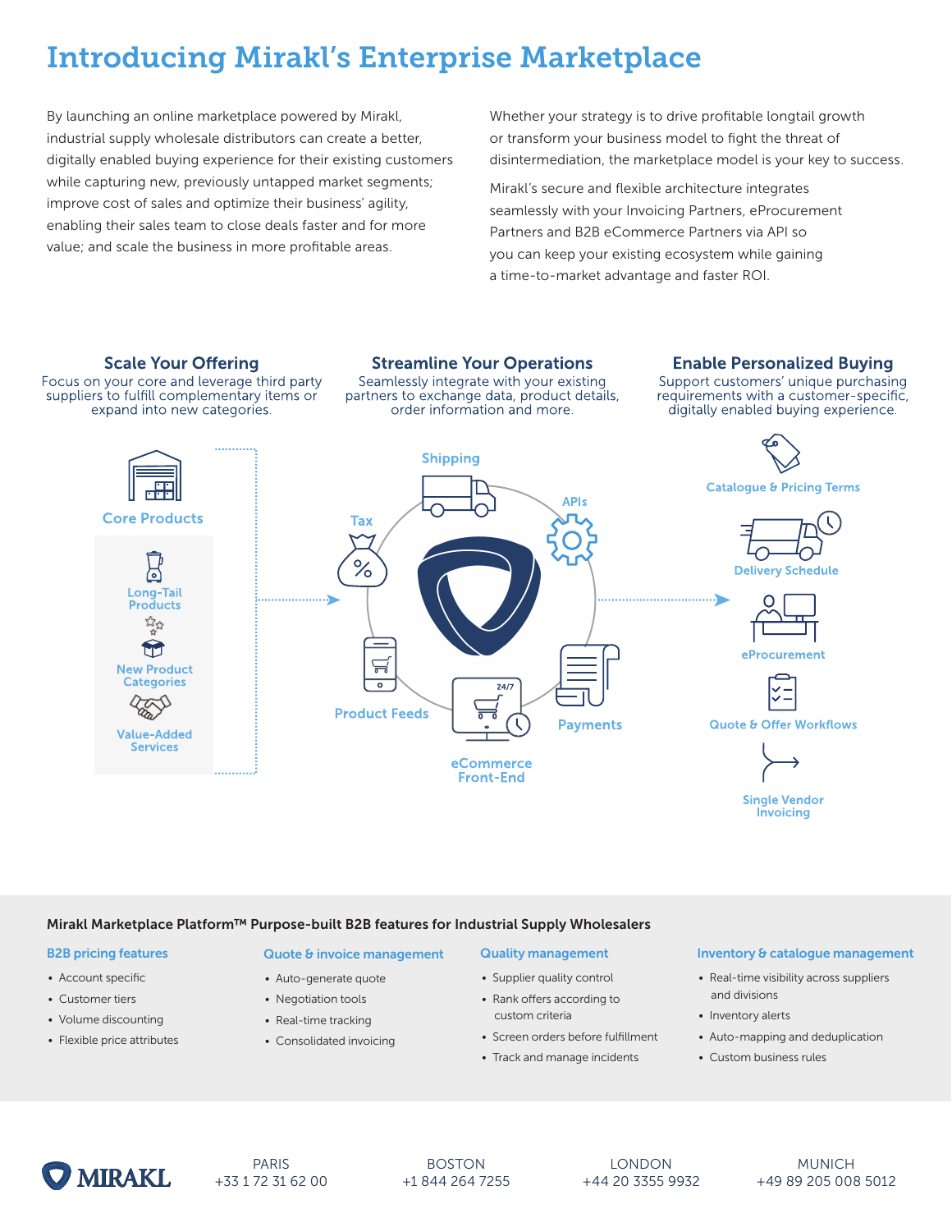# Introducing Mirakl's Enterprise Marketplace

By launching an online marketplace powered by Mirakl, industrial supply wholesale distributors can create a better, digitally enabled buying experience for their existing customers while capturing new, previously untapped market segments; improve cost of sales and optimize their business' agility, enabling their sales team to close deals faster and for more value; and scale the business in more profitable areas.

Whether your strategy is to drive profitable longtail growth or transform your business model to fight the threat of disintermediation, the marketplace model is your key to success.

Mirakl's secure and flexible architecture integrates seamlessly with your Invoicing Partners, eProcurement Partners and B2B eCommerce Partners via API so you can keep your existing ecosystem while gaining a time-to-market advantage and faster ROI.

### Scale Your Offering

Focus on your core and leverage third party suppliers to fulfill complementary items or expand into new categories.

Core Products

Long-Tail Products

New Product Categories

Value-Added Services

### Streamline Your Operations

Seamlessly integrate with your existing partners to exchange data, product details, order information and more.

Shipping

APIs

Tax

Product Feeds

Payments

eCommerce Front-End

24/7

### Enable Personalized Buying

Support customers' unique purchasing requirements with a customer-specific, digitally enabled buying experience.

Catalogue & Pricing Terms

Delivery Schedule

eProcurement

Quote & Offer Workflows

Single Vendor Invoicing

## Mirakl Marketplace Platform™ Purpose-built B2B features for Industrial Supply Wholesalers

**B2B pricing features**

- Account specific
- Customer tiers
- Volume discounting
- Flexible price attributes

**Quote & invoice management**

- Auto-generate quote
- Negotiation tools
- Real-time tracking
- Consolidated invoicing

**Quality management**

- Supplier quality control
- Rank offers according to custom criteria
- Screen orders before fulfillment
- Track and manage incidents

**Inventory & catalogue management**

- Real-time visibility across suppliers and divisions
- Inventory alerts
- Auto-mapping and deduplication
- Custom business rules

MIRAKL

PARIS
+33 1 72 31 62 00

BOSTON
+1 844 264 7255

LONDON
+44 20 3355 9932

MUNICH
+49 89 205 008 5012